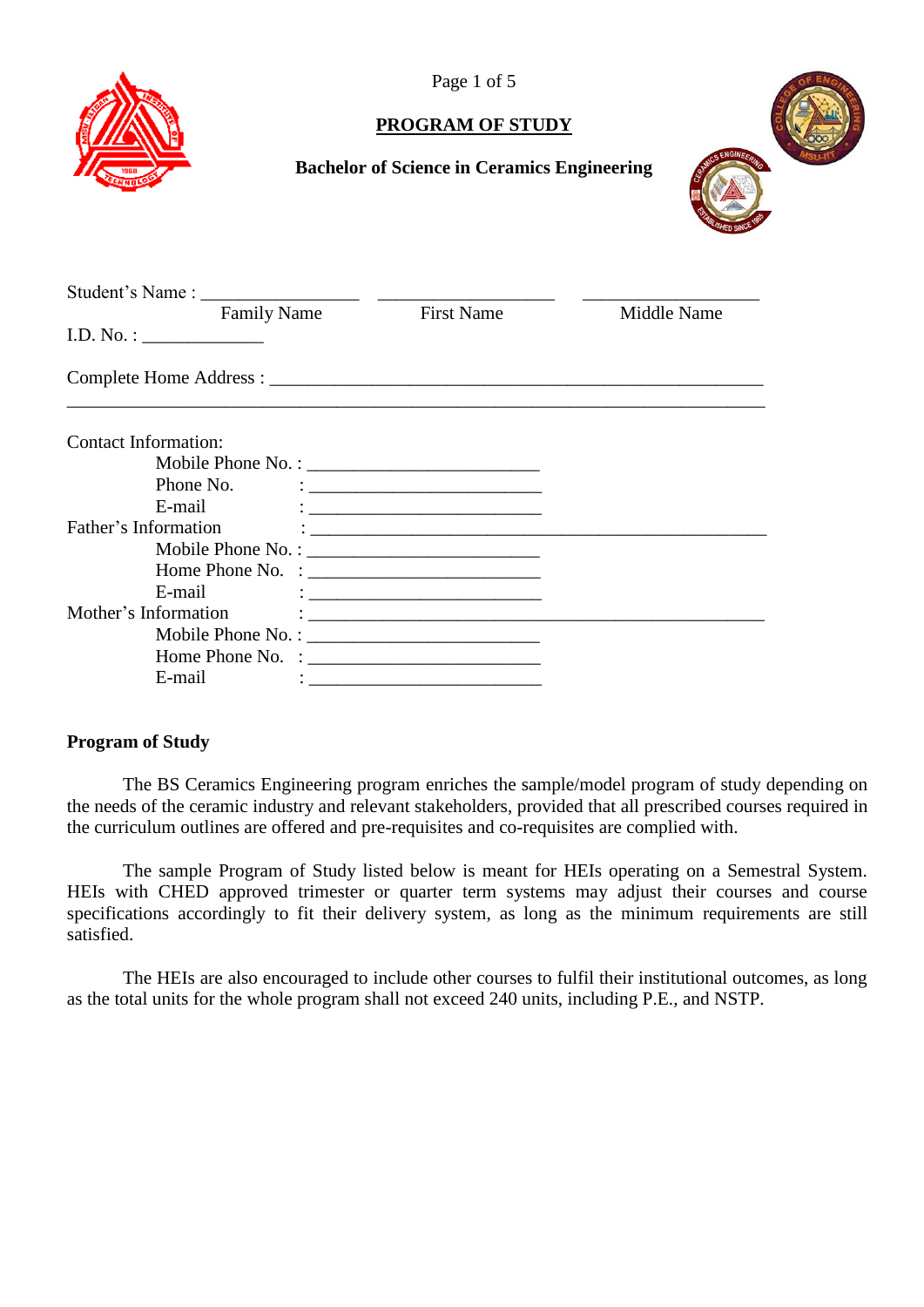# PROGRAM OF STUDY

**Bachelor of Science in Ceramics Engineering**

Student's Name : _________________ ___________________ ___________________

Family Name First Name Middle Name

I.D. No. : _____________

Complete Home Address : _____________________________________________________

___________________________________________________________________________

Contact Information:

- Mobile Phone No. : _________________________
- Phone No. : _________________________
- E-mail : _________________________

Father's Information : __________________________________________________

- Mobile Phone No. : _________________________
- Home Phone No. : _________________________
- E-mail : _________________________

Mother's Information : __________________________________________________

- Mobile Phone No. : _________________________
- Home Phone No. : _________________________
- E-mail : _________________________

**Program of Study**

The BS Ceramics Engineering program enriches the sample/model program of study depending on the needs of the ceramic industry and relevant stakeholders, provided that all prescribed courses required in the curriculum outlines are offered and pre-requisites and co-requisites are complied with.

The sample Program of Study listed below is meant for HEIs operating on a Semestral System. HEIs with CHED approved trimester or quarter term systems may adjust their courses and course specifications accordingly to fit their delivery system, as long as the minimum requirements are still satisfied.

The HEIs are also encouraged to include other courses to fulfil their institutional outcomes, as long as the total units for the whole program shall not exceed 240 units, including P.E., and NSTP.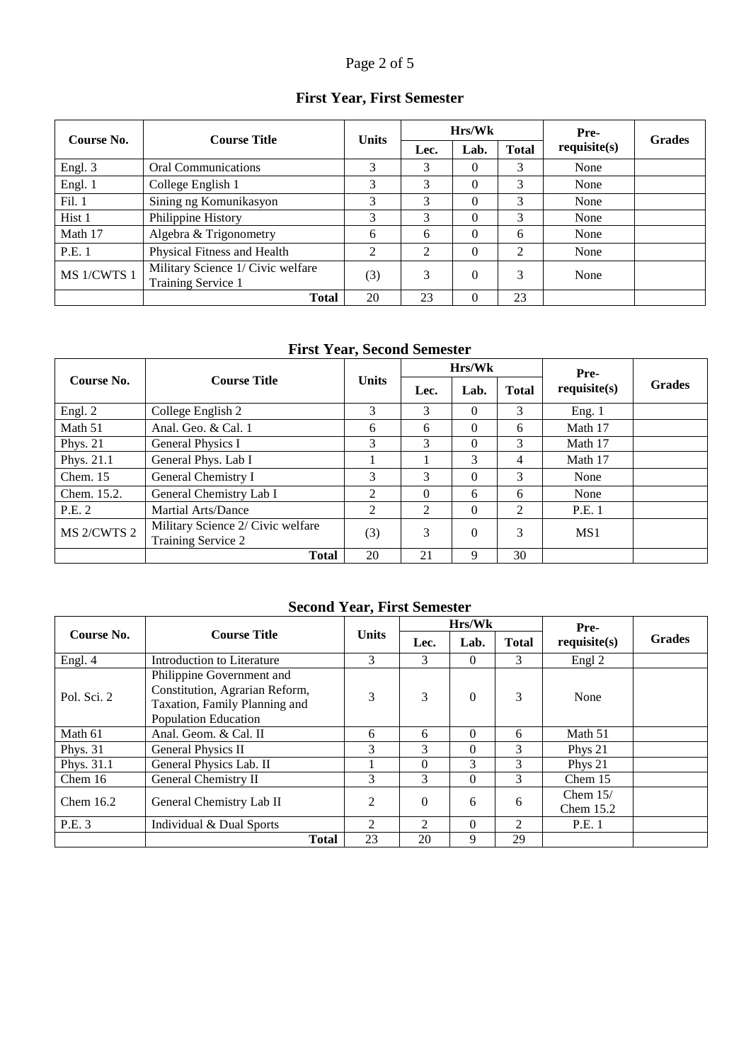## First Year, First Semester

| Course No. | Course Title | Units | Hrs/Wk | | | Pre-requisite(s) | Grades |
|---|---|---|---|---|---|---|---|
| | | | Lec. | Lab. | Total | | |
| Engl. 3 | Oral Communications | 3 | 3 | 0 | 3 | None | |
| Engl. 1 | College English 1 | 3 | 3 | 0 | 3 | None | |
| Fil. 1 | Sining ng Komunikasyon | 3 | 3 | 0 | 3 | None | |
| Hist 1 | Philippine History | 3 | 3 | 0 | 3 | None | |
| Math 17 | Algebra & Trigonometry | 6 | 6 | 0 | 6 | None | |
| P.E. 1 | Physical Fitness and Health | 2 | 2 | 0 | 2 | None | |
| MS 1/CWTS 1 | Military Science 1/ Civic welfare Training Service 1 | (3) | 3 | 0 | 3 | None | |
| | **Total** | 20 | 23 | 0 | 23 | | |

## First Year, Second Semester

| Course No. | Course Title | Units | Hrs/Wk | | | Pre-requisite(s) | Grades |
|---|---|---|---|---|---|---|---|
| | | | Lec. | Lab. | Total | | |
| Engl. 2 | College English 2 | 3 | 3 | 0 | 3 | Eng. 1 | |
| Math 51 | Anal. Geo. & Cal. 1 | 6 | 6 | 0 | 6 | Math 17 | |
| Phys. 21 | General Physics I | 3 | 3 | 0 | 3 | Math 17 | |
| Phys. 21.1 | General Phys. Lab I | 1 | 1 | 3 | 4 | Math 17 | |
| Chem. 15 | General Chemistry I | 3 | 3 | 0 | 3 | None | |
| Chem. 15.2. | General Chemistry Lab I | 2 | 0 | 6 | 6 | None | |
| P.E. 2 | Martial Arts/Dance | 2 | 2 | 0 | 2 | P.E. 1 | |
| MS 2/CWTS 2 | Military Science 2/ Civic welfare Training Service 2 | (3) | 3 | 0 | 3 | MS1 | |
| | **Total** | 20 | 21 | 9 | 30 | | |

## Second Year, First Semester

| Course No. | Course Title | Units | Hrs/Wk | | | Pre-requisite(s) | Grades |
|---|---|---|---|---|---|---|---|
| | | | Lec. | Lab. | Total | | |
| Engl. 4 | Introduction to Literature | 3 | 3 | 0 | 3 | Engl 2 | |
| Pol. Sci. 2 | Philippine Government and Constitution, Agrarian Reform, Taxation, Family Planning and Population Education | 3 | 3 | 0 | 3 | None | |
| Math 61 | Anal. Geom. & Cal. II | 6 | 6 | 0 | 6 | Math 51 | |
| Phys. 31 | General Physics II | 3 | 3 | 0 | 3 | Phys 21 | |
| Phys. 31.1 | General Physics Lab. II | 1 | 0 | 3 | 3 | Phys 21 | |
| Chem 16 | General Chemistry II | 3 | 3 | 0 | 3 | Chem 15 | |
| Chem 16.2 | General Chemistry Lab II | 2 | 0 | 6 | 6 | Chem 15/ Chem 15.2 | |
| P.E. 3 | Individual & Dual Sports | 2 | 2 | 0 | 2 | P.E. 1 | |
| | **Total** | 23 | 20 | 9 | 29 | | |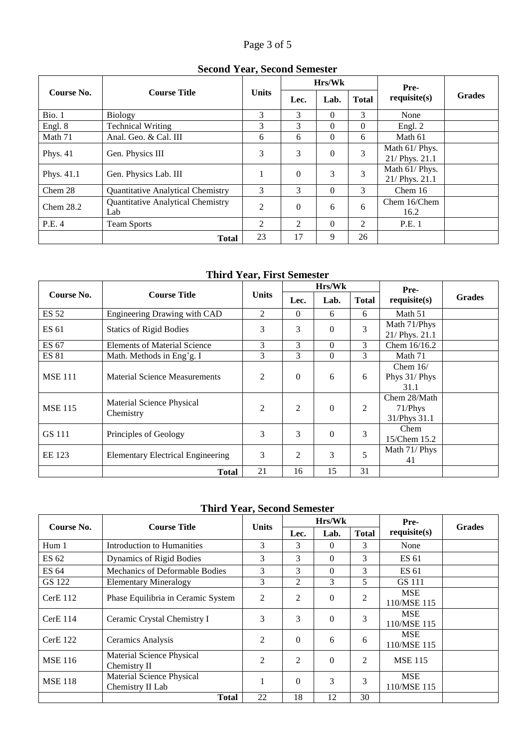## Second Year, Second Semester

| Course No. | Course Title | Units | Hrs/Wk | | | Pre-requisite(s) | Grades |
|---|---|---|---|---|---|---|---|
| | | | Lec. | Lab. | Total | | |
| Bio. 1 | Biology | 3 | 3 | 0 | 3 | None | |
| Engl. 8 | Technical Writing | 3 | 3 | 0 | 0 | Engl. 2 | |
| Math 71 | Anal. Geo. & Cal. III | 6 | 6 | 0 | 6 | Math 61 | |
| Phys. 41 | Gen. Physics III | 3 | 3 | 0 | 3 | Math 61/ Phys. 21/ Phys. 21.1 | |
| Phys. 41.1 | Gen. Physics Lab. III | 1 | 0 | 3 | 3 | Math 61/ Phys. 21/ Phys. 21.1 | |
| Chem 28 | Quantitative Analytical Chemistry | 3 | 3 | 0 | 3 | Chem 16 | |
| Chem 28.2 | Quantitative Analytical Chemistry Lab | 2 | 0 | 6 | 6 | Chem 16/Chem 16.2 | |
| P.E. 4 | Team Sports | 2 | 2 | 0 | 2 | P.E. 1 | |
| | **Total** | 23 | 17 | 9 | 26 | | |

## Third Year, First Semester

| Course No. | Course Title | Units | Hrs/Wk | | | Pre-requisite(s) | Grades |
|---|---|---|---|---|---|---|---|
| | | | Lec. | Lab. | Total | | |
| ES 52 | Engineering Drawing with CAD | 2 | 0 | 6 | 6 | Math 51 | |
| ES 61 | Statics of Rigid Bodies | 3 | 3 | 0 | 3 | Math 71/Phys 21/ Phys. 21.1 | |
| ES 67 | Elements of Material Science | 3 | 3 | 0 | 3 | Chem 16/16.2 | |
| ES 81 | Math. Methods in Eng'g. I | 3 | 3 | 0 | 3 | Math 71 | |
| MSE 111 | Material Science Measurements | 2 | 0 | 6 | 6 | Chem 16/ Phys 31/ Phys 31.1 | |
| MSE 115 | Material Science Physical Chemistry | 2 | 2 | 0 | 2 | Chem 28/Math 71/Phys 31/Phys 31.1 | |
| GS 111 | Principles of Geology | 3 | 3 | 0 | 3 | Chem 15/Chem 15.2 | |
| EE 123 | Elementary Electrical Engineering | 3 | 2 | 3 | 5 | Math 71/ Phys 41 | |
| | **Total** | 21 | 16 | 15 | 31 | | |

## Third Year, Second Semester

| Course No. | Course Title | Units | Hrs/Wk | | | Pre-requisite(s) | Grades |
|---|---|---|---|---|---|---|---|
| | | | Lec. | Lab. | Total | | |
| Hum 1 | Introduction to Humanities | 3 | 3 | 0 | 3 | None | |
| ES 62 | Dynamics of Rigid Bodies | 3 | 3 | 0 | 3 | ES 61 | |
| ES 64 | Mechanics of Deformable Bodies | 3 | 3 | 0 | 3 | ES 61 | |
| GS 122 | Elementary Mineralogy | 3 | 2 | 3 | 5 | GS 111 | |
| CerE 112 | Phase Equilibria in Ceramic System | 2 | 2 | 0 | 2 | MSE 110/MSE 115 | |
| CerE 114 | Ceramic Crystal Chemistry I | 3 | 3 | 0 | 3 | MSE 110/MSE 115 | |
| CerE 122 | Ceramics Analysis | 2 | 0 | 6 | 6 | MSE 110/MSE 115 | |
| MSE 116 | Material Science Physical Chemistry II | 2 | 2 | 0 | 2 | MSE 115 | |
| MSE 118 | Material Science Physical Chemistry II Lab | 1 | 0 | 3 | 3 | MSE 110/MSE 115 | |
| | **Total** | 22 | 18 | 12 | 30 | | |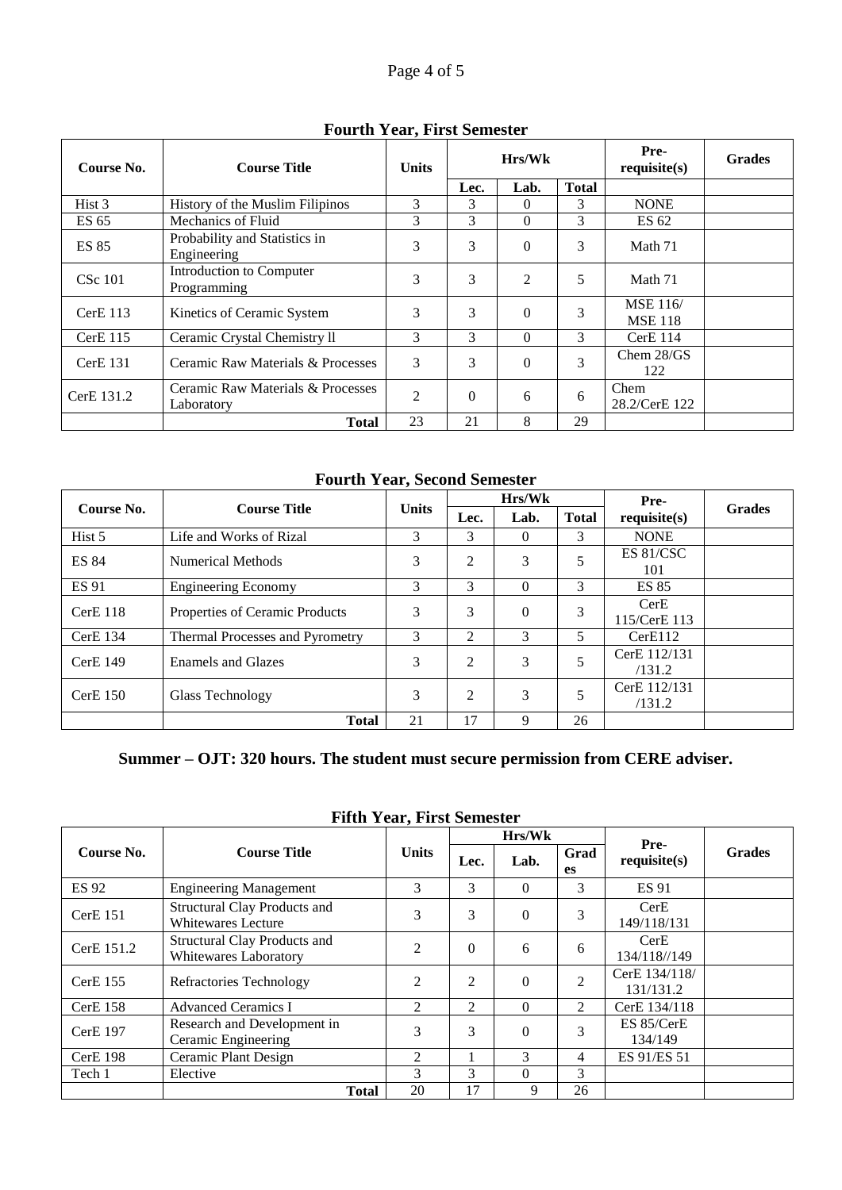### Fourth Year, First Semester

| Course No. | Course Title | Units | Hrs/Wk | | | Pre-requisite(s) | Grades |
|---|---|---|---|---|---|---|---|
| | | | Lec. | Lab. | Total | | |
| Hist 3 | History of the Muslim Filipinos | 3 | 3 | 0 | 3 | NONE | |
| ES 65 | Mechanics of Fluid | 3 | 3 | 0 | 3 | ES 62 | |
| ES 85 | Probability and Statistics in Engineering | 3 | 3 | 0 | 3 | Math 71 | |
| CSc 101 | Introduction to Computer Programming | 3 | 3 | 2 | 5 | Math 71 | |
| CerE 113 | Kinetics of Ceramic System | 3 | 3 | 0 | 3 | MSE 116/ MSE 118 | |
| CerE 115 | Ceramic Crystal Chemistry ll | 3 | 3 | 0 | 3 | CerE 114 | |
| CerE 131 | Ceramic Raw Materials & Processes | 3 | 3 | 0 | 3 | Chem 28/GS 122 | |
| CerE 131.2 | Ceramic Raw Materials & Processes Laboratory | 2 | 0 | 6 | 6 | Chem 28.2/CerE 122 | |
| | **Total** | 23 | 21 | 8 | 29 | | |

### Fourth Year, Second Semester

| Course No. | Course Title | Units | Hrs/Wk | | | Pre-requisite(s) | Grades |
|---|---|---|---|---|---|---|---|
| | | | Lec. | Lab. | Total | | |
| Hist 5 | Life and Works of Rizal | 3 | 3 | 0 | 3 | NONE | |
| ES 84 | Numerical Methods | 3 | 2 | 3 | 5 | ES 81/CSC 101 | |
| ES 91 | Engineering Economy | 3 | 3 | 0 | 3 | ES 85 | |
| CerE 118 | Properties of Ceramic Products | 3 | 3 | 0 | 3 | CerE 115/CerE 113 | |
| CerE 134 | Thermal Processes and Pyrometry | 3 | 2 | 3 | 5 | CerE112 | |
| CerE 149 | Enamels and Glazes | 3 | 2 | 3 | 5 | CerE 112/131 /131.2 | |
| CerE 150 | Glass Technology | 3 | 2 | 3 | 5 | CerE 112/131 /131.2 | |
| | **Total** | 21 | 17 | 9 | 26 | | |

**Summer – OJT: 320 hours. The student must secure permission from CERE adviser.**

### Fifth Year, First Semester

| Course No. | Course Title | Units | Hrs/Wk | | | Pre-requisite(s) | Grades |
|---|---|---|---|---|---|---|---|
| | | | Lec. | Lab. | Grades | | |
| ES 92 | Engineering Management | 3 | 3 | 0 | 3 | ES 91 | |
| CerE 151 | Structural Clay Products and Whitewares Lecture | 3 | 3 | 0 | 3 | CerE 149/118/131 | |
| CerE 151.2 | Structural Clay Products and Whitewares Laboratory | 2 | 0 | 6 | 6 | CerE 134/118//149 | |
| CerE 155 | Refractories Technology | 2 | 2 | 0 | 2 | CerE 134/118/ 131/131.2 | |
| CerE 158 | Advanced Ceramics I | 2 | 2 | 0 | 2 | CerE 134/118 | |
| CerE 197 | Research and Development in Ceramic Engineering | 3 | 3 | 0 | 3 | ES 85/CerE 134/149 | |
| CerE 198 | Ceramic Plant Design | 2 | 1 | 3 | 4 | ES 91/ES 51 | |
| Tech 1 | Elective | 3 | 3 | 0 | 3 | | |
| | **Total** | 20 | 17 | 9 | 26 | | |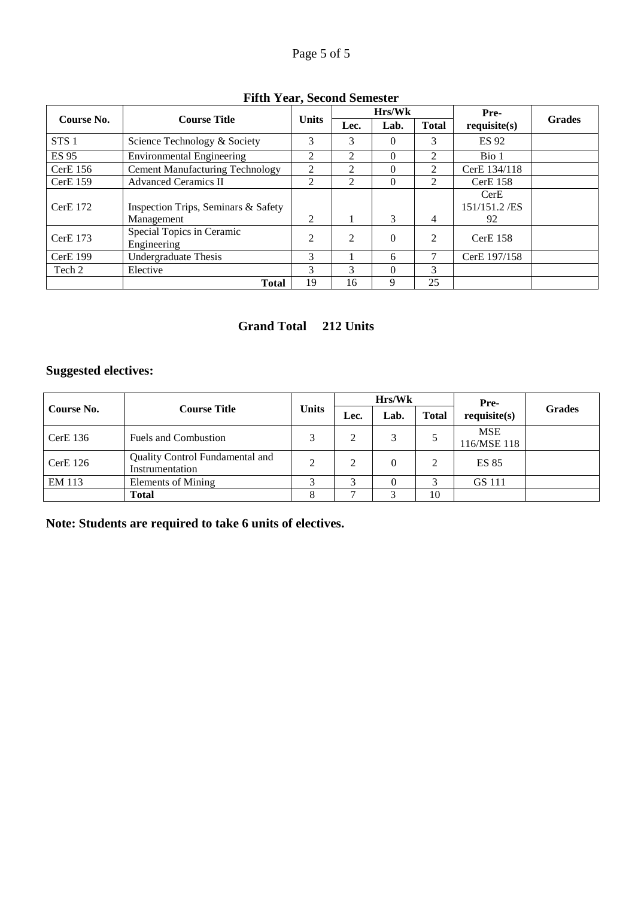### Fifth Year, Second Semester

| Course No. | Course Title | Units | Hrs/Wk | | | Pre-requisite(s) | Grades |
|---|---|---|---|---|---|---|---|
| | | | Lec. | Lab. | Total | | |
| STS 1 | Science Technology & Society | 3 | 3 | 0 | 3 | ES 92 | |
| ES 95 | Environmental Engineering | 2 | 2 | 0 | 2 | Bio 1 | |
| CerE 156 | Cement Manufacturing Technology | 2 | 2 | 0 | 2 | CerE 134/118 | |
| CerE 159 | Advanced Ceramics II | 2 | 2 | 0 | 2 | CerE 158 | |
| CerE 172 | Inspection Trips, Seminars & Safety Management | 2 | 1 | 3 | 4 | CerE 151/151.2 /ES 92 | |
| CerE 173 | Special Topics in Ceramic Engineering | 2 | 2 | 0 | 2 | CerE 158 | |
| CerE 199 | Undergraduate Thesis | 3 | 1 | 6 | 7 | CerE 197/158 | |
| Tech 2 | Elective | 3 | 3 | 0 | 3 | | |
| | **Total** | 19 | 16 | 9 | 25 | | |

**Grand Total 212 Units**

## Suggested electives:

| Course No. | Course Title | Units | Hrs/Wk | | | Pre-requisite(s) | Grades |
|---|---|---|---|---|---|---|---|
| | | | Lec. | Lab. | Total | | |
| CerE 136 | Fuels and Combustion | 3 | 2 | 3 | 5 | MSE 116/MSE 118 | |
| CerE 126 | Quality Control Fundamental and Instrumentation | 2 | 2 | 0 | 2 | ES 85 | |
| EM 113 | Elements of Mining | 3 | 3 | 0 | 3 | GS 111 | |
| | **Total** | 8 | 7 | 3 | 10 | | |

**Note: Students are required to take 6 units of electives.**